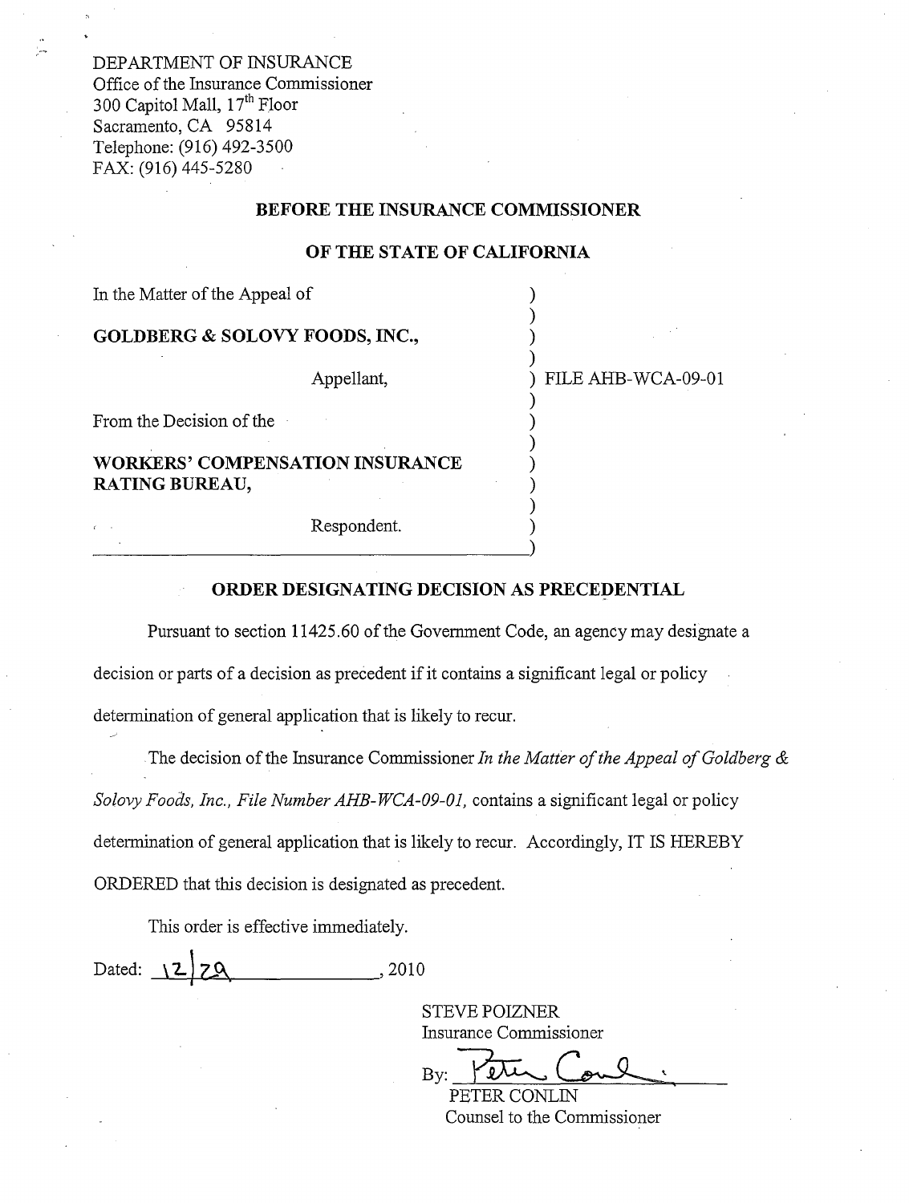DEPARTMENT OF INSURANCE
Office of the Insurance Commissioner
300 Capitol Mall, 17th Floor
Sacramento, CA 95814
Telephone: (916) 492-3500
FAX: (916) 445-5280

**BEFORE THE INSURANCE COMMISSIONER**

**OF THE STATE OF CALIFORNIA**

In the Matter of the Appeal of

**GOLDBERG & SOLOVY FOODS, INC.,**

Appellant,

From the Decision of the

**WORKERS' COMPENSATION INSURANCE RATING BUREAU,**

Respondent.

FILE AHB-WCA-09-01

**ORDER DESIGNATING DECISION AS PRECEDENTIAL**

Pursuant to section 11425.60 of the Government Code, an agency may designate a decision or parts of a decision as precedent if it contains a significant legal or policy determination of general application that is likely to recur.

The decision of the Insurance Commissioner *In the Matter of the Appeal of Goldberg & Solovy Foods, Inc., File Number AHB-WCA-09-01,* contains a significant legal or policy determination of general application that is likely to recur. Accordingly, IT IS HEREBY ORDERED that this decision is designated as precedent.

This order is effective immediately.

Dated: 12/29, 2010

STEVE POIZNER
Insurance Commissioner

By: [signature]
PETER CONLIN
Counsel to the Commissioner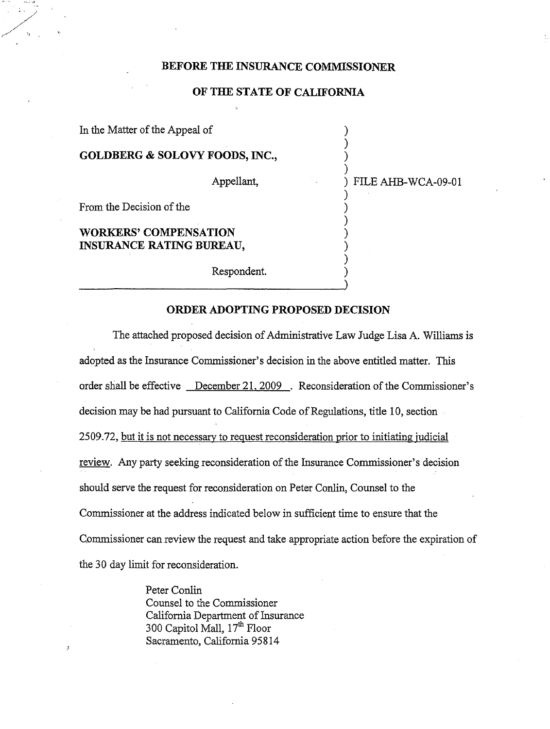**BEFORE THE INSURANCE COMMISSIONER**

**OF THE STATE OF CALIFORNIA**

| | |
|---|---|
| In the Matter of the Appeal of | ) |
| **GOLDBERG & SOLOVY FOODS, INC.,** | ) |
| Appellant, | ) FILE AHB-WCA-09-01 |
| From the Decision of the | ) |
| **WORKERS' COMPENSATION INSURANCE RATING BUREAU,** | ) |
| Respondent. | ) |

**ORDER ADOPTING PROPOSED DECISION**

The attached proposed decision of Administrative Law Judge Lisa A. Williams is adopted as the Insurance Commissioner's decision in the above entitled matter. This order shall be effective December 21, 2009. Reconsideration of the Commissioner's decision may be had pursuant to California Code of Regulations, title 10, section 2509.72, but it is not necessary to request reconsideration prior to initiating judicial review. Any party seeking reconsideration of the Insurance Commissioner's decision should serve the request for reconsideration on Peter Conlin, Counsel to the Commissioner at the address indicated below in sufficient time to ensure that the Commissioner can review the request and take appropriate action before the expiration of the 30 day limit for reconsideration.

Peter Conlin
Counsel to the Commissioner
California Department of Insurance
300 Capitol Mall, 17th Floor
Sacramento, California 95814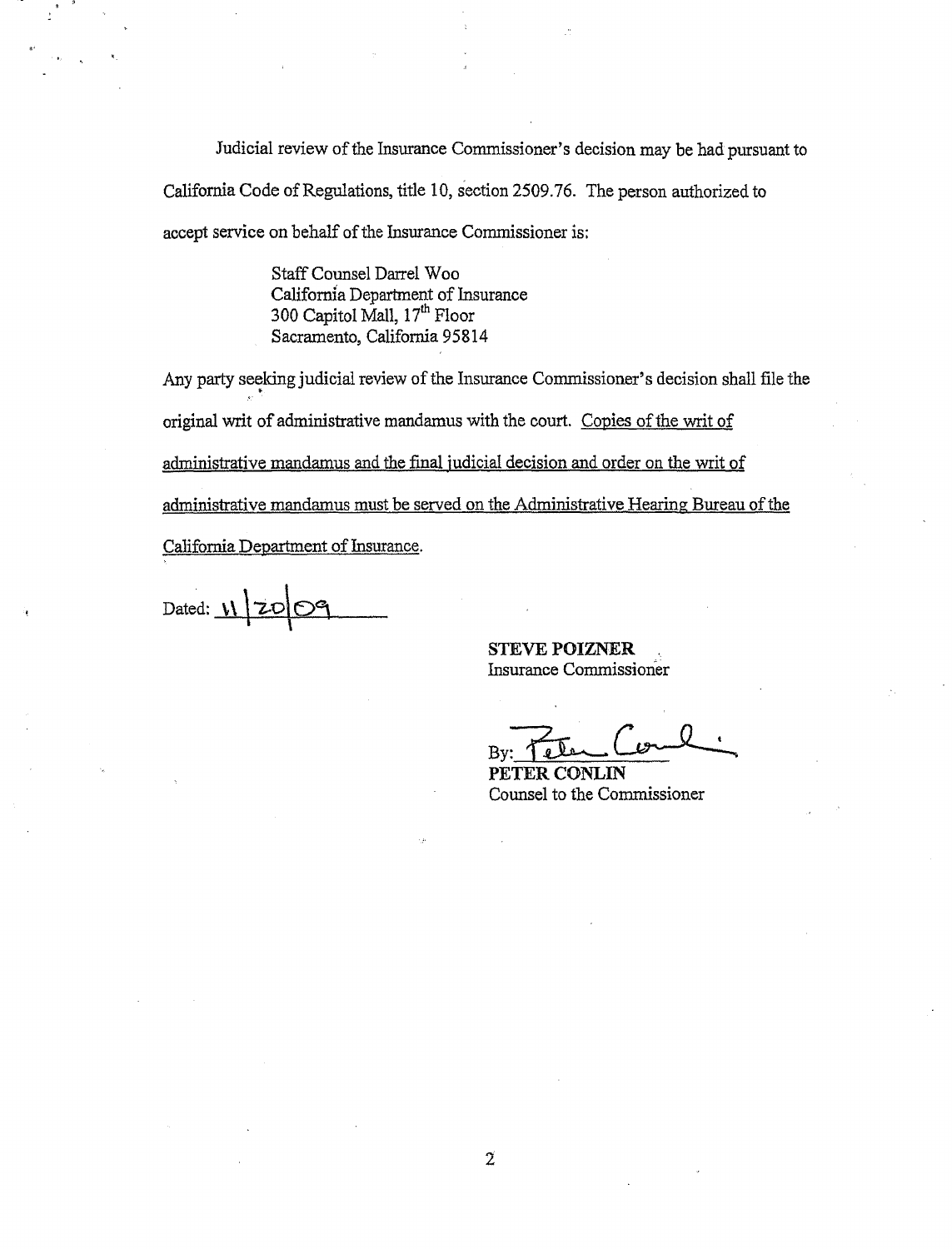Judicial review of the Insurance Commissioner's decision may be had pursuant to California Code of Regulations, title 10, section 2509.76. The person authorized to accept service on behalf of the Insurance Commissioner is:

> Staff Counsel Darrel Woo
> California Department of Insurance
> 300 Capitol Mall, 17th Floor
> Sacramento, California 95814

Any party seeking judicial review of the Insurance Commissioner's decision shall file the original writ of administrative mandamus with the court. <u>Copies of the writ of administrative mandamus and the final judicial decision and order on the writ of administrative mandamus must be served on the Administrative Hearing Bureau of the California Department of Insurance.</u>

Dated: 11/20/09

**STEVE POIZNER**
Insurance Commissioner

By: Peter Conlin
**PETER CONLIN**
Counsel to the Commissioner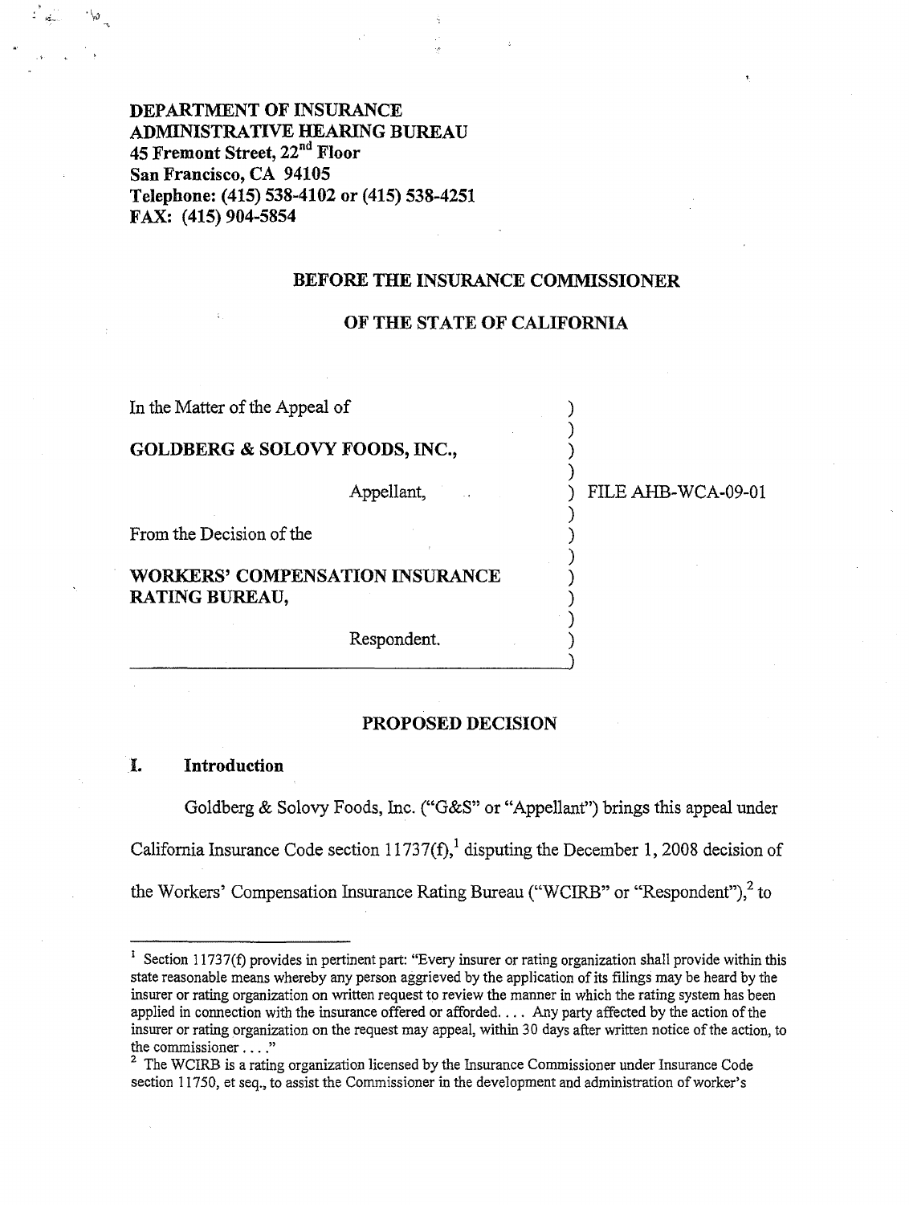**DEPARTMENT OF INSURANCE**
**ADMINISTRATIVE HEARING BUREAU**
**45 Fremont Street, 22nd Floor**
**San Francisco, CA 94105**
**Telephone: (415) 538-4102 or (415) 538-4251**
**FAX: (415) 904-5854**

**BEFORE THE INSURANCE COMMISSIONER**

**OF THE STATE OF CALIFORNIA**

In the Matter of the Appeal of

**GOLDBERG & SOLOVY FOODS, INC.,**

Appellant,

From the Decision of the

**WORKERS' COMPENSATION INSURANCE RATING BUREAU,**

Respondent.

FILE AHB-WCA-09-01

**PROPOSED DECISION**

## I. Introduction

Goldberg & Solovy Foods, Inc. ("G&S" or "Appellant") brings this appeal under California Insurance Code section 11737(f),[1] disputing the December 1, 2008 decision of the Workers' Compensation Insurance Rating Bureau ("WCIRB" or "Respondent"),[2] to

---

[1] Section 11737(f) provides in pertinent part: "Every insurer or rating organization shall provide within this state reasonable means whereby any person aggrieved by the application of its filings may be heard by the insurer or rating organization on written request to review the manner in which the rating system has been applied in connection with the insurance offered or afforded. . . . Any party affected by the action of the insurer or rating organization on the request may appeal, within 30 days after written notice of the action, to the commissioner . . . ."

[2] The WCIRB is a rating organization licensed by the Insurance Commissioner under Insurance Code section 11750, et seq., to assist the Commissioner in the development and administration of worker's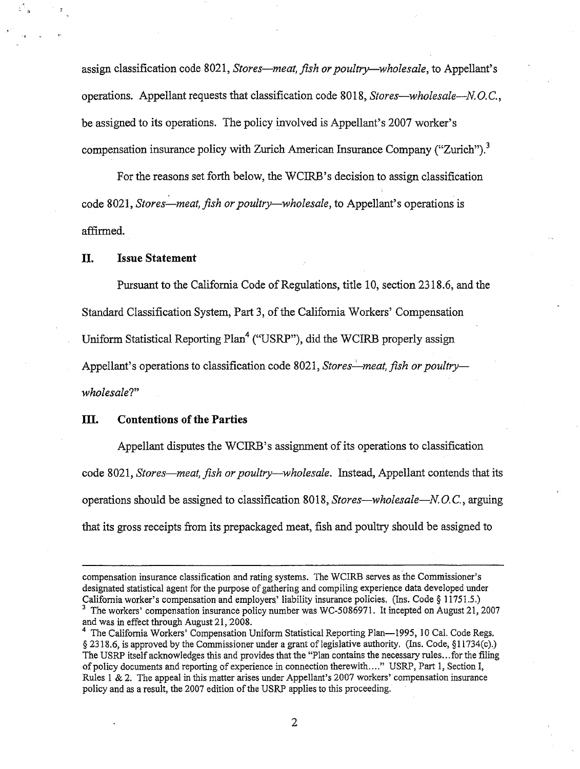assign classification code 8021, *Stores—meat, fish or poultry—wholesale*, to Appellant's operations. Appellant requests that classification code 8018, *Stores—wholesale—N.O.C.*, be assigned to its operations. The policy involved is Appellant's 2007 worker's compensation insurance policy with Zurich American Insurance Company ("Zurich").[3]

For the reasons set forth below, the WCIRB's decision to assign classification code 8021, *Stores—meat, fish or poultry—wholesale*, to Appellant's operations is affirmed.

## II. Issue Statement

Pursuant to the California Code of Regulations, title 10, section 2318.6, and the Standard Classification System, Part 3, of the California Workers' Compensation Uniform Statistical Reporting Plan[4] ("USRP"), did the WCIRB properly assign Appellant's operations to classification code 8021, *Stores—meat, fish or poultry—wholesale*?"

## III. Contentions of the Parties

Appellant disputes the WCIRB's assignment of its operations to classification code 8021, *Stores—meat, fish or poultry—wholesale*. Instead, Appellant contends that its operations should be assigned to classification 8018, *Stores—wholesale—N.O.C.*, arguing that its gross receipts from its prepackaged meat, fish and poultry should be assigned to

---

compensation insurance classification and rating systems. The WCIRB serves as the Commissioner's designated statistical agent for the purpose of gathering and compiling experience data developed under California worker's compensation and employers' liability insurance policies. (Ins. Code § 11751.5.)

[3] The workers' compensation insurance policy number was WC-5086971. It incepted on August 21, 2007 and was in effect through August 21, 2008.

[4] The California Workers' Compensation Uniform Statistical Reporting Plan—1995, 10 Cal. Code Regs. § 2318.6, is approved by the Commissioner under a grant of legislative authority. (Ins. Code, §11734(c).) The USRP itself acknowledges this and provides that the "Plan contains the necessary rules…for the filing of policy documents and reporting of experience in connection therewith…." USRP, Part 1, Section I, Rules 1 & 2. The appeal in this matter arises under Appellant's 2007 workers' compensation insurance policy and as a result, the 2007 edition of the USRP applies to this proceeding.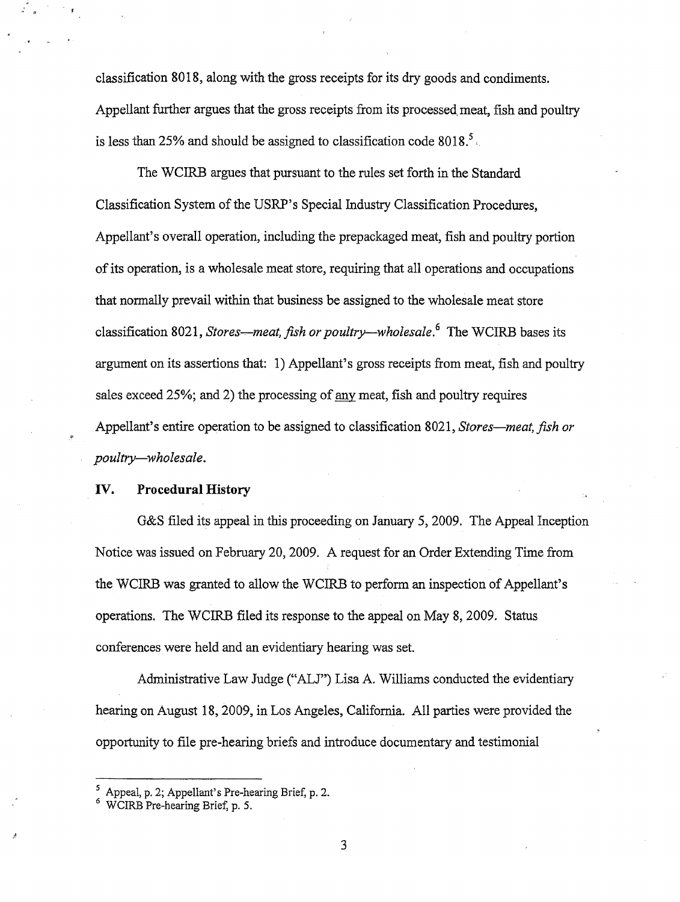classification 8018, along with the gross receipts for its dry goods and condiments. Appellant further argues that the gross receipts from its processed meat, fish and poultry is less than 25% and should be assigned to classification code 8018.[5]

The WCIRB argues that pursuant to the rules set forth in the Standard Classification System of the USRP's Special Industry Classification Procedures, Appellant's overall operation, including the prepackaged meat, fish and poultry portion of its operation, is a wholesale meat store, requiring that all operations and occupations that normally prevail within that business be assigned to the wholesale meat store classification 8021, *Stores—meat, fish or poultry—wholesale*.[6] The WCIRB bases its argument on its assertions that: 1) Appellant's gross receipts from meat, fish and poultry sales exceed 25%; and 2) the processing of <u>any</u> meat, fish and poultry requires Appellant's entire operation to be assigned to classification 8021, *Stores—meat, fish or poultry—wholesale*.

## IV. Procedural History

G&S filed its appeal in this proceeding on January 5, 2009. The Appeal Inception Notice was issued on February 20, 2009. A request for an Order Extending Time from the WCIRB was granted to allow the WCIRB to perform an inspection of Appellant's operations. The WCIRB filed its response to the appeal on May 8, 2009. Status conferences were held and an evidentiary hearing was set.

Administrative Law Judge ("ALJ") Lisa A. Williams conducted the evidentiary hearing on August 18, 2009, in Los Angeles, California. All parties were provided the opportunity to file pre-hearing briefs and introduce documentary and testimonial

---

[5] Appeal, p. 2; Appellant's Pre-hearing Brief, p. 2.

[6] WCIRB Pre-hearing Brief, p. 5.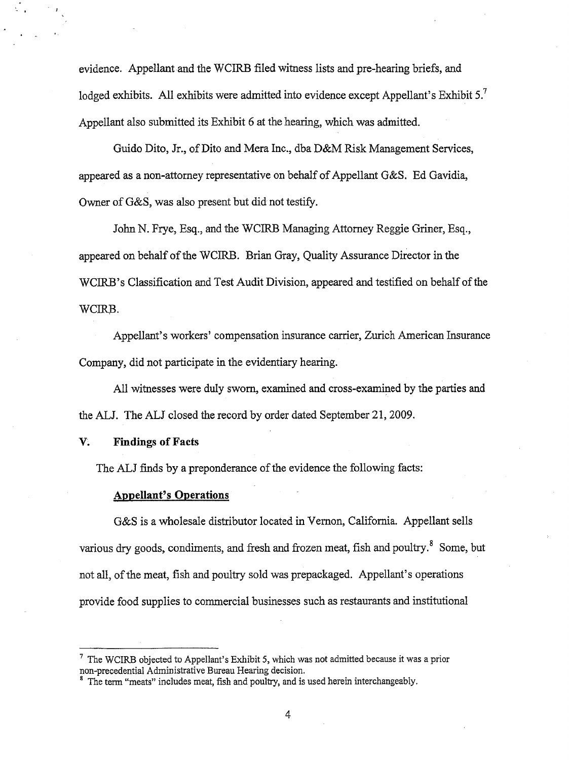evidence. Appellant and the WCIRB filed witness lists and pre-hearing briefs, and lodged exhibits. All exhibits were admitted into evidence except Appellant's Exhibit 5.[7] Appellant also submitted its Exhibit 6 at the hearing, which was admitted.

Guido Dito, Jr., of Dito and Mera Inc., dba D&M Risk Management Services, appeared as a non-attorney representative on behalf of Appellant G&S. Ed Gavidia, Owner of G&S, was also present but did not testify.

John N. Frye, Esq., and the WCIRB Managing Attorney Reggie Griner, Esq., appeared on behalf of the WCIRB. Brian Gray, Quality Assurance Director in the WCIRB's Classification and Test Audit Division, appeared and testified on behalf of the WCIRB.

Appellant's workers' compensation insurance carrier, Zurich American Insurance Company, did not participate in the evidentiary hearing.

All witnesses were duly sworn, examined and cross-examined by the parties and the ALJ. The ALJ closed the record by order dated September 21, 2009.

## V. Findings of Facts

The ALJ finds by a preponderance of the evidence the following facts:

**Appellant's Operations**

G&S is a wholesale distributor located in Vernon, California. Appellant sells various dry goods, condiments, and fresh and frozen meat, fish and poultry.[8] Some, but not all, of the meat, fish and poultry sold was prepackaged. Appellant's operations provide food supplies to commercial businesses such as restaurants and institutional

---

[7] The WCIRB objected to Appellant's Exhibit 5, which was not admitted because it was a prior non-precedential Administrative Bureau Hearing decision.

[8] The term "meats" includes meat, fish and poultry, and is used herein interchangeably.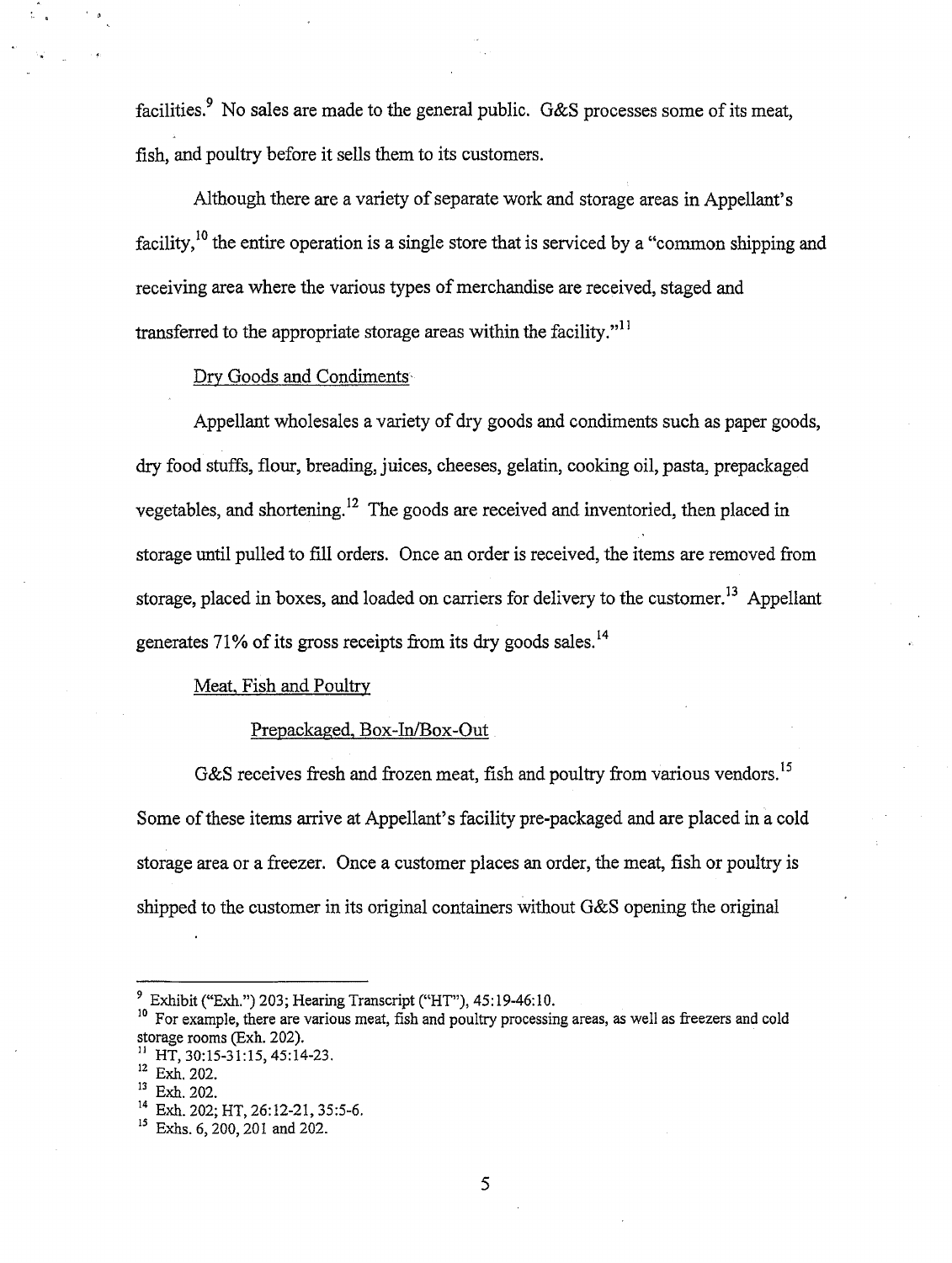facilities.[9] No sales are made to the general public. G&S processes some of its meat, fish, and poultry before it sells them to its customers.

Although there are a variety of separate work and storage areas in Appellant's facility,[10] the entire operation is a single store that is serviced by a "common shipping and receiving area where the various types of merchandise are received, staged and transferred to the appropriate storage areas within the facility."[11]

Dry Goods and Condiments

Appellant wholesales a variety of dry goods and condiments such as paper goods, dry food stuffs, flour, breading, juices, cheeses, gelatin, cooking oil, pasta, prepackaged vegetables, and shortening.[12] The goods are received and inventoried, then placed in storage until pulled to fill orders. Once an order is received, the items are removed from storage, placed in boxes, and loaded on carriers for delivery to the customer.[13] Appellant generates 71% of its gross receipts from its dry goods sales.[14]

Meat, Fish and Poultry

Prepackaged, Box-In/Box-Out

G&S receives fresh and frozen meat, fish and poultry from various vendors.[15] Some of these items arrive at Appellant's facility pre-packaged and are placed in a cold storage area or a freezer. Once a customer places an order, the meat, fish or poultry is shipped to the customer in its original containers without G&S opening the original

---

[9] Exhibit ("Exh.") 203; Hearing Transcript ("HT"), 45:19-46:10.

[10] For example, there are various meat, fish and poultry processing areas, as well as freezers and cold storage rooms (Exh. 202).

[11] HT, 30:15-31:15, 45:14-23.

[12] Exh. 202.

[13] Exh. 202.

[14] Exh. 202; HT, 26:12-21, 35:5-6.

[15] Exhs. 6, 200, 201 and 202.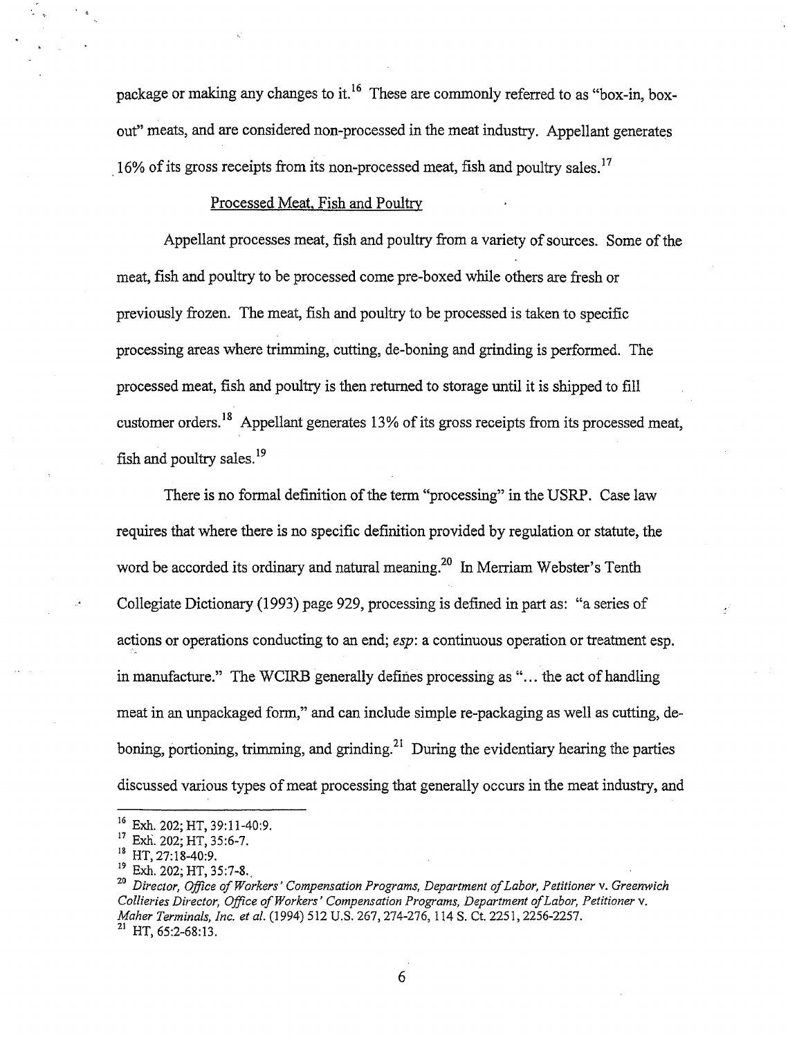package or making any changes to it.[16] These are commonly referred to as "box-in, box-out" meats, and are considered non-processed in the meat industry. Appellant generates 16% of its gross receipts from its non-processed meat, fish and poultry sales.[17]

Processed Meat, Fish and Poultry

Appellant processes meat, fish and poultry from a variety of sources. Some of the meat, fish and poultry to be processed come pre-boxed while others are fresh or previously frozen. The meat, fish and poultry to be processed is taken to specific processing areas where trimming, cutting, de-boning and grinding is performed. The processed meat, fish and poultry is then returned to storage until it is shipped to fill customer orders.[18] Appellant generates 13% of its gross receipts from its processed meat, fish and poultry sales.[19]

There is no formal definition of the term "processing" in the USRP. Case law requires that where there is no specific definition provided by regulation or statute, the word be accorded its ordinary and natural meaning.[20] In Merriam Webster's Tenth Collegiate Dictionary (1993) page 929, processing is defined in part as: "a series of actions or operations conducting to an end; *esp*: a continuous operation or treatment esp. in manufacture." The WCIRB generally defines processing as "… the act of handling meat in an unpackaged form," and can include simple re-packaging as well as cutting, de-boning, portioning, trimming, and grinding.[21] During the evidentiary hearing the parties discussed various types of meat processing that generally occurs in the meat industry, and

---

[16] Exh. 202; HT, 39:11-40:9.

[17] Exh. 202; HT, 35:6-7.

[18] HT, 27:18-40:9.

[19] Exh. 202; HT, 35:7-8.

[20] *Director, Office of Workers' Compensation Programs, Department of Labor, Petitioner* v. *Greenwich Collieries Director, Office of Workers' Compensation Programs, Department of Labor, Petitioner* v. *Maher Terminals, Inc. et al.* (1994) 512 U.S. 267, 274-276, 114 S. Ct. 2251, 2256-2257.

[21] HT, 65:2-68:13.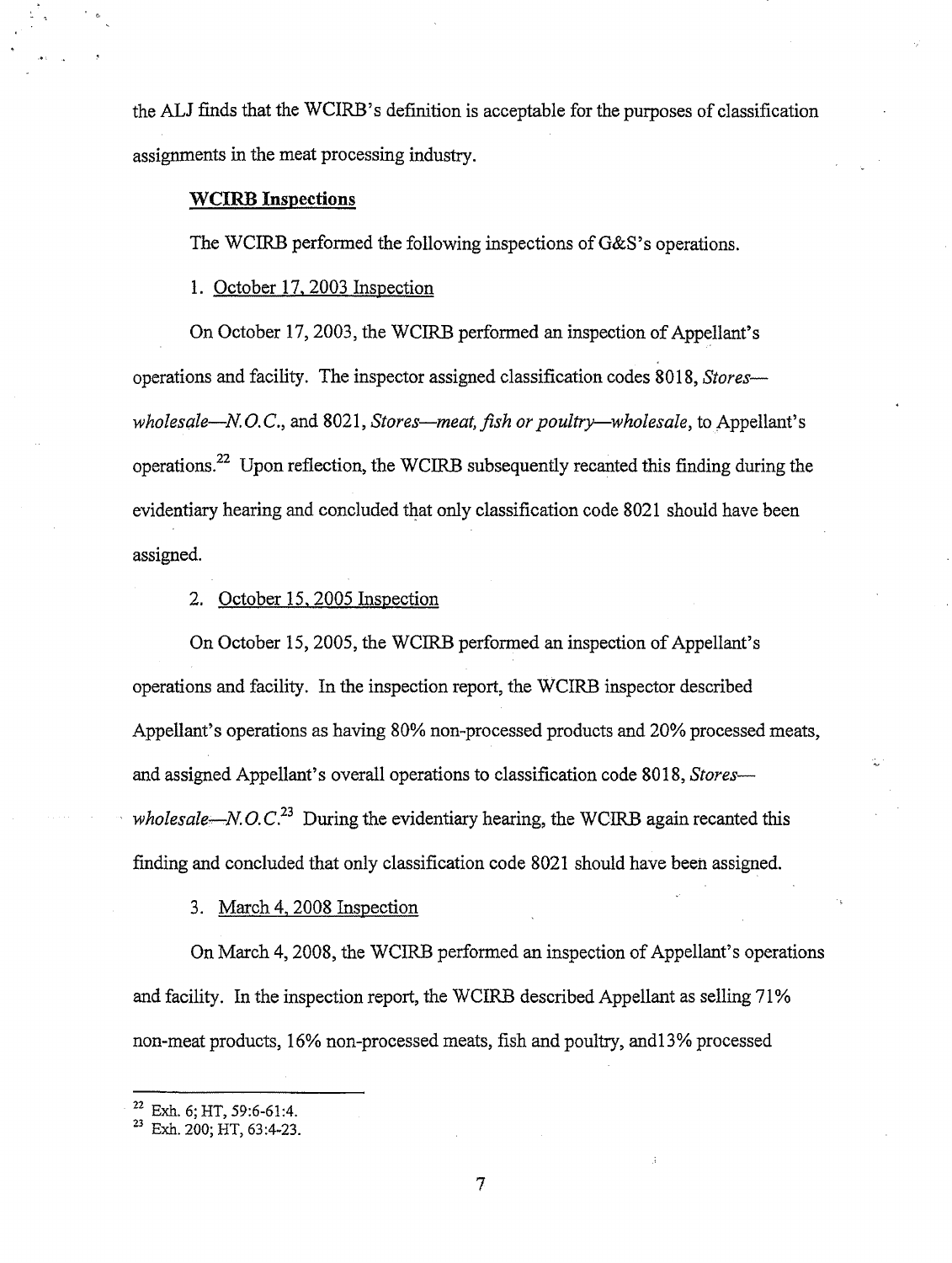the ALJ finds that the WCIRB's definition is acceptable for the purposes of classification assignments in the meat processing industry.

**WCIRB Inspections**

The WCIRB performed the following inspections of G&S's operations.

1. October 17, 2003 Inspection

On October 17, 2003, the WCIRB performed an inspection of Appellant's operations and facility. The inspector assigned classification codes 8018, *Stores—wholesale—N.O.C.*, and 8021, *Stores—meat, fish or poultry—wholesale*, to Appellant's operations.[22] Upon reflection, the WCIRB subsequently recanted this finding during the evidentiary hearing and concluded that only classification code 8021 should have been assigned.

2. October 15, 2005 Inspection

On October 15, 2005, the WCIRB performed an inspection of Appellant's operations and facility. In the inspection report, the WCIRB inspector described Appellant's operations as having 80% non-processed products and 20% processed meats, and assigned Appellant's overall operations to classification code 8018, *Stores—wholesale—N.O.C.*[23] During the evidentiary hearing, the WCIRB again recanted this finding and concluded that only classification code 8021 should have been assigned.

3. March 4, 2008 Inspection

On March 4, 2008, the WCIRB performed an inspection of Appellant's operations and facility. In the inspection report, the WCIRB described Appellant as selling 71% non-meat products, 16% non-processed meats, fish and poultry, and13% processed

---

[22] Exh. 6; HT, 59:6-61:4.

[23] Exh. 200; HT, 63:4-23.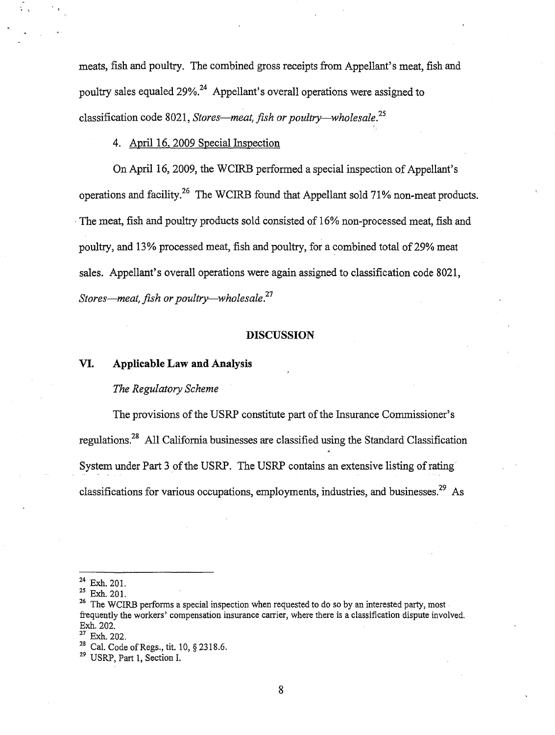meats, fish and poultry. The combined gross receipts from Appellant's meat, fish and poultry sales equaled 29%.[24] Appellant's overall operations were assigned to classification code 8021, *Stores—meat, fish or poultry—wholesale*.[25]

4. April 16, 2009 Special Inspection

On April 16, 2009, the WCIRB performed a special inspection of Appellant's operations and facility.[26] The WCIRB found that Appellant sold 71% non-meat products. The meat, fish and poultry products sold consisted of 16% non-processed meat, fish and poultry, and 13% processed meat, fish and poultry, for a combined total of 29% meat sales. Appellant's overall operations were again assigned to classification code 8021, *Stores—meat, fish or poultry—wholesale*.[27]

## DISCUSSION

### VI. Applicable Law and Analysis

*The Regulatory Scheme*

The provisions of the USRP constitute part of the Insurance Commissioner's regulations.[28] All California businesses are classified using the Standard Classification System under Part 3 of the USRP. The USRP contains an extensive listing of rating classifications for various occupations, employments, industries, and businesses.[29] As

---

[24] Exh. 201.

[25] Exh. 201.

[26] The WCIRB performs a special inspection when requested to do so by an interested party, most frequently the workers' compensation insurance carrier, where there is a classification dispute involved. Exh. 202.

[27] Exh. 202.

[28] Cal. Code of Regs., tit. 10, § 2318.6.

[29] USRP, Part 1, Section I.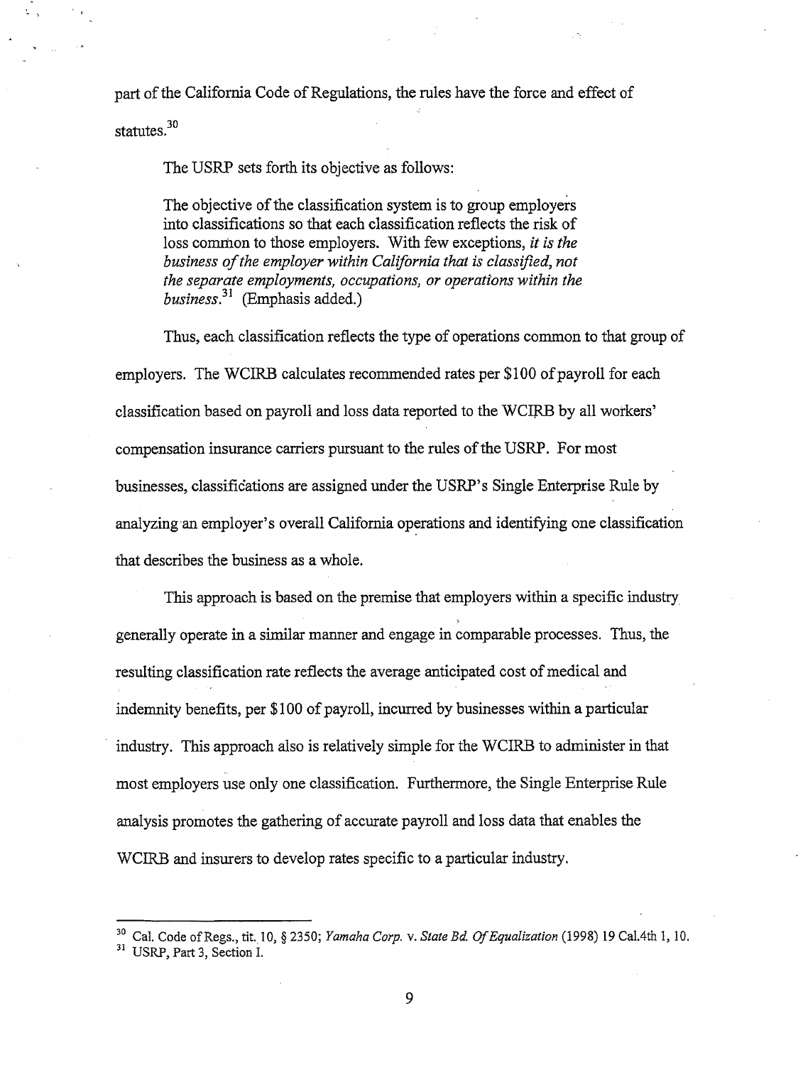part of the California Code of Regulations, the rules have the force and effect of statutes.[30]

The USRP sets forth its objective as follows:

> The objective of the classification system is to group employers into classifications so that each classification reflects the risk of loss common to those employers. With few exceptions, *it is the business of the employer within California that is classified, not the separate employments, occupations, or operations within the business*.[31] (Emphasis added.)

Thus, each classification reflects the type of operations common to that group of employers. The WCIRB calculates recommended rates per $100 of payroll for each classification based on payroll and loss data reported to the WCIRB by all workers' compensation insurance carriers pursuant to the rules of the USRP. For most businesses, classifications are assigned under the USRP's Single Enterprise Rule by analyzing an employer's overall California operations and identifying one classification that describes the business as a whole.

This approach is based on the premise that employers within a specific industry generally operate in a similar manner and engage in comparable processes. Thus, the resulting classification rate reflects the average anticipated cost of medical and indemnity benefits, per $100 of payroll, incurred by businesses within a particular industry. This approach also is relatively simple for the WCIRB to administer in that most employers use only one classification. Furthermore, the Single Enterprise Rule analysis promotes the gathering of accurate payroll and loss data that enables the WCIRB and insurers to develop rates specific to a particular industry.

---

[30] Cal. Code of Regs., tit. 10, § 2350; *Yamaha Corp.* v. *State Bd. Of Equalization* (1998) 19 Cal.4th 1, 10.

[31] USRP, Part 3, Section I.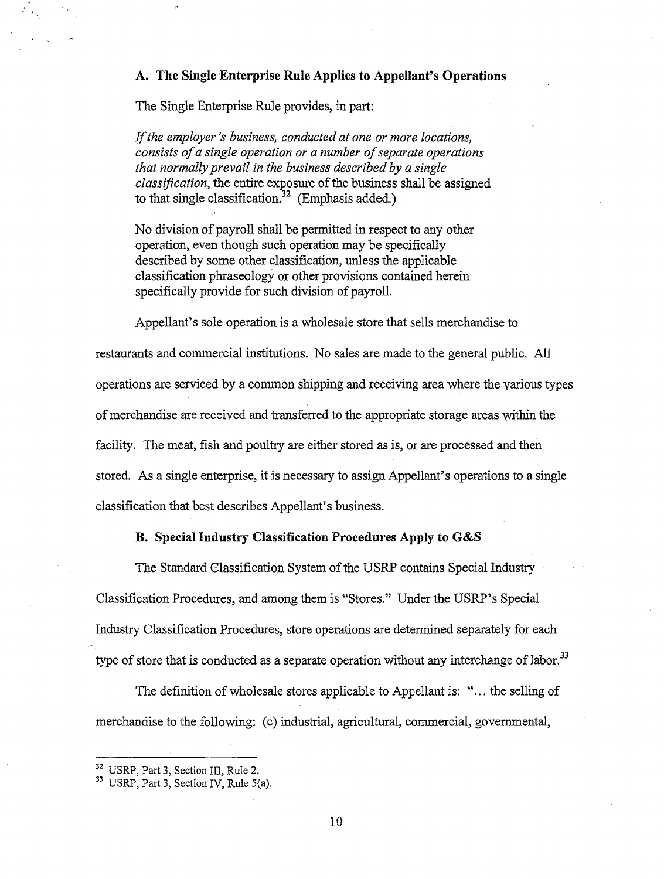### A. The Single Enterprise Rule Applies to Appellant's Operations

The Single Enterprise Rule provides, in part:

> *If the employer's business, conducted at one or more locations, consists of a single operation or a number of separate operations that normally prevail in the business described by a single classification*, the entire exposure of the business shall be assigned to that single classification.[32] (Emphasis added.)
>
> No division of payroll shall be permitted in respect to any other operation, even though such operation may be specifically described by some other classification, unless the applicable classification phraseology or other provisions contained herein specifically provide for such division of payroll.

Appellant's sole operation is a wholesale store that sells merchandise to restaurants and commercial institutions. No sales are made to the general public. All operations are serviced by a common shipping and receiving area where the various types of merchandise are received and transferred to the appropriate storage areas within the facility. The meat, fish and poultry are either stored as is, or are processed and then stored. As a single enterprise, it is necessary to assign Appellant's operations to a single classification that best describes Appellant's business.

### B. Special Industry Classification Procedures Apply to G&S

The Standard Classification System of the USRP contains Special Industry Classification Procedures, and among them is "Stores." Under the USRP's Special Industry Classification Procedures, store operations are determined separately for each type of store that is conducted as a separate operation without any interchange of labor.[33]

The definition of wholesale stores applicable to Appellant is: "... the selling of merchandise to the following: (c) industrial, agricultural, commercial, governmental,

---

[32] USRP, Part 3, Section III, Rule 2.

[33] USRP, Part 3, Section IV, Rule 5(a).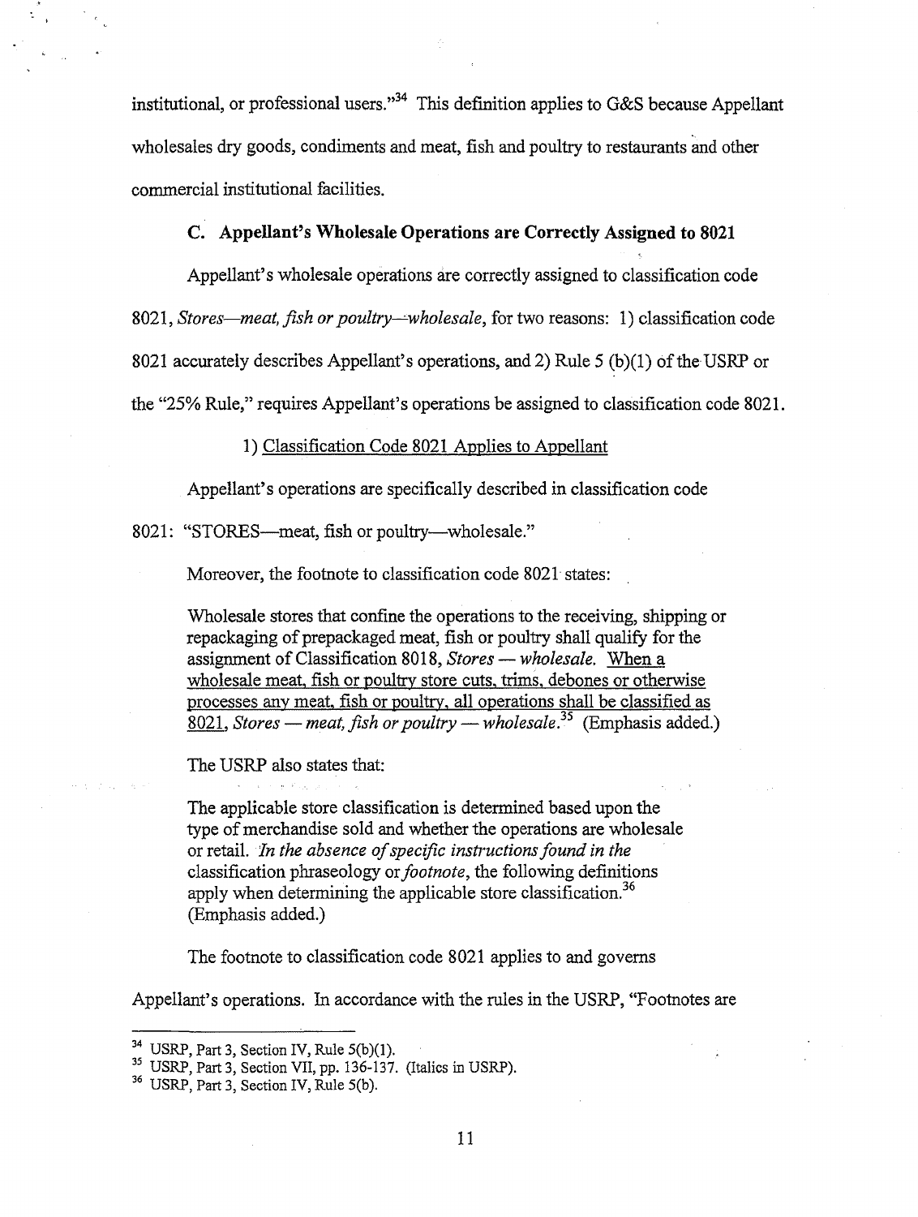institutional, or professional users."[34] This definition applies to G&S because Appellant wholesales dry goods, condiments and meat, fish and poultry to restaurants and other commercial institutional facilities.

### C. Appellant's Wholesale Operations are Correctly Assigned to 8021

Appellant's wholesale operations are correctly assigned to classification code 8021, *Stores—meat, fish or poultry—wholesale*, for two reasons: 1) classification code 8021 accurately describes Appellant's operations, and 2) Rule 5 (b)(1) of the USRP or the "25% Rule," requires Appellant's operations be assigned to classification code 8021.

<u>1) Classification Code 8021 Applies to Appellant</u>

Appellant's operations are specifically described in classification code 8021: "STORES—meat, fish or poultry—wholesale."

Moreover, the footnote to classification code 8021 states:

> Wholesale stores that confine the operations to the receiving, shipping or repackaging of prepackaged meat, fish or poultry shall qualify for the assignment of Classification 8018, *Stores — wholesale.* <u>When a wholesale meat, fish or poultry store cuts, trims, debones or otherwise processes any meat, fish or poultry, all operations shall be classified as 8021,</u> *Stores — meat, fish or poultry — wholesale.*[35] (Emphasis added.)

The USRP also states that:

> The applicable store classification is determined based upon the type of merchandise sold and whether the operations are wholesale or retail. *In the absence of specific instructions found in the* classification phraseology or *footnote*, the following definitions apply when determining the applicable store classification.[36] (Emphasis added.)

The footnote to classification code 8021 applies to and governs Appellant's operations. In accordance with the rules in the USRP, "Footnotes are

---

[34] USRP, Part 3, Section IV, Rule 5(b)(1).

[35] USRP, Part 3, Section VII, pp. 136-137. (Italics in USRP).

[36] USRP, Part 3, Section IV, Rule 5(b).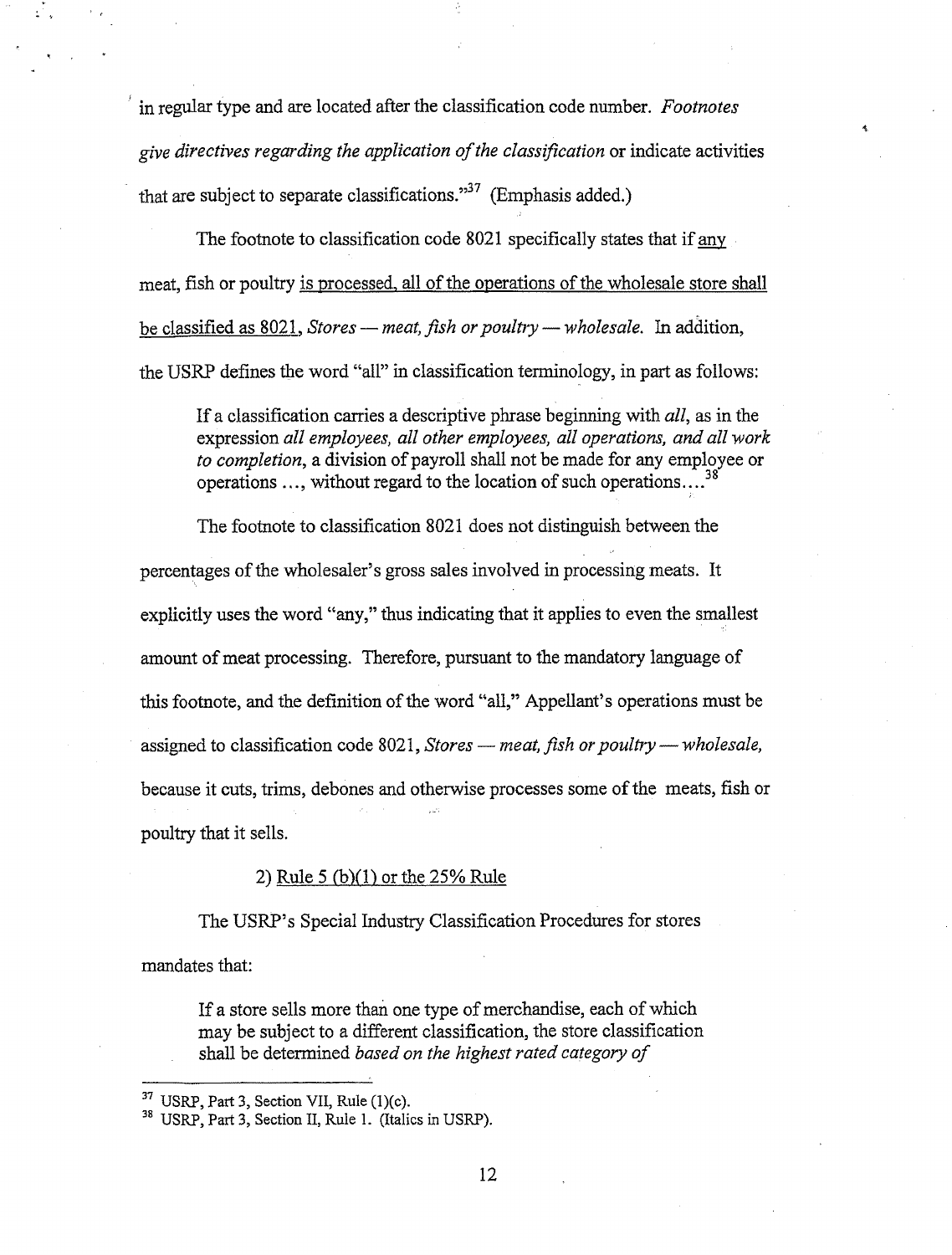in regular type and are located after the classification code number. *Footnotes give directives regarding the application of the classification* or indicate activities that are subject to separate classifications."[37] (Emphasis added.)

The footnote to classification code 8021 specifically states that if <u>any</u> meat, fish or poultry <u>is processed, all of the operations of the wholesale store shall be classified as 8021</u>, *Stores — meat, fish or poultry — wholesale*. In addition, the USRP defines the word "all" in classification terminology, in part as follows:

> If a classification carries a descriptive phrase beginning with *all*, as in the expression *all employees, all other employees, all operations, and all work to completion*, a division of payroll shall not be made for any employee or operations ..., without regard to the location of such operations....[38]

The footnote to classification 8021 does not distinguish between the percentages of the wholesaler's gross sales involved in processing meats. It explicitly uses the word "any," thus indicating that it applies to even the smallest amount of meat processing. Therefore, pursuant to the mandatory language of this footnote, and the definition of the word "all," Appellant's operations must be assigned to classification code 8021, *Stores — meat, fish or poultry — wholesale*, because it cuts, trims, debones and otherwise processes some of the meats, fish or poultry that it sells.

2) <u>Rule 5 (b)(1) or the 25% Rule</u>

The USRP's Special Industry Classification Procedures for stores mandates that:

> If a store sells more than one type of merchandise, each of which may be subject to a different classification, the store classification shall be determined *based on the highest rated category of*

---

[37] USRP, Part 3, Section VII, Rule (1)(c).

[38] USRP, Part 3, Section II, Rule 1. (Italics in USRP).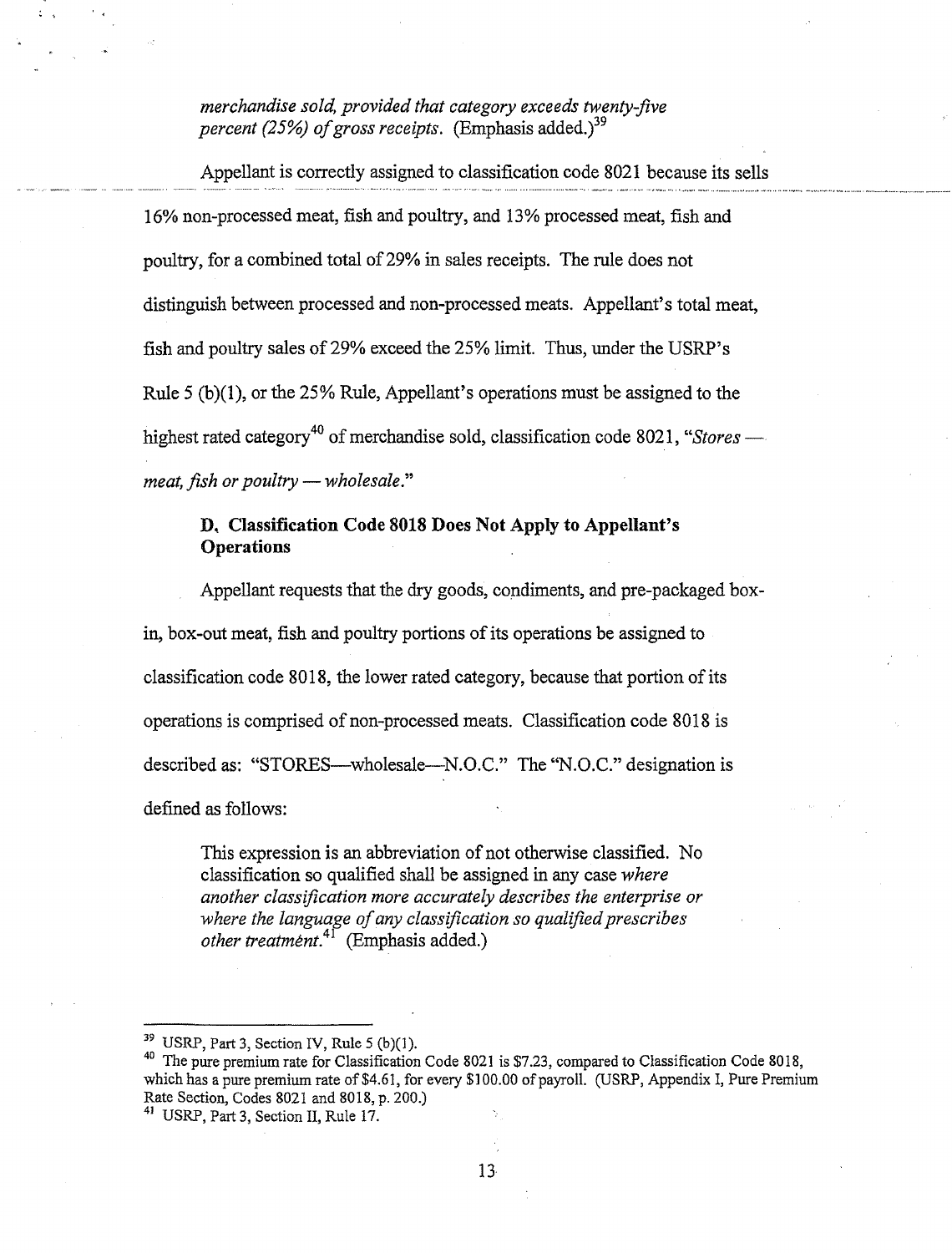> *merchandise sold, provided that category exceeds twenty-five percent (25%) of gross receipts.* (Emphasis added.)[39]

Appellant is correctly assigned to classification code 8021 because its sells 16% non-processed meat, fish and poultry, and 13% processed meat, fish and poultry, for a combined total of 29% in sales receipts. The rule does not distinguish between processed and non-processed meats. Appellant's total meat, fish and poultry sales of 29% exceed the 25% limit. Thus, under the USRP's Rule 5 (b)(1), or the 25% Rule, Appellant's operations must be assigned to the highest rated category[40] of merchandise sold, classification code 8021, "*Stores — meat, fish or poultry — wholesale.*"

### D. Classification Code 8018 Does Not Apply to Appellant's Operations

Appellant requests that the dry goods, condiments, and pre-packaged box-in, box-out meat, fish and poultry portions of its operations be assigned to classification code 8018, the lower rated category, because that portion of its operations is comprised of non-processed meats. Classification code 8018 is described as: "STORES—wholesale—N.O.C." The "N.O.C." designation is defined as follows:

> This expression is an abbreviation of not otherwise classified. No classification so qualified shall be assigned in any case *where another classification more accurately describes the enterprise or where the language of any classification so qualified prescribes other treatment.*[41] (Emphasis added.)

---

[39] USRP, Part 3, Section IV, Rule 5 (b)(1).

[40] The pure premium rate for Classification Code 8021 is $7.23, compared to Classification Code 8018, which has a pure premium rate of $4.61, for every $100.00 of payroll. (USRP, Appendix I, Pure Premium Rate Section, Codes 8021 and 8018, p. 200.)

[41] USRP, Part 3, Section II, Rule 17.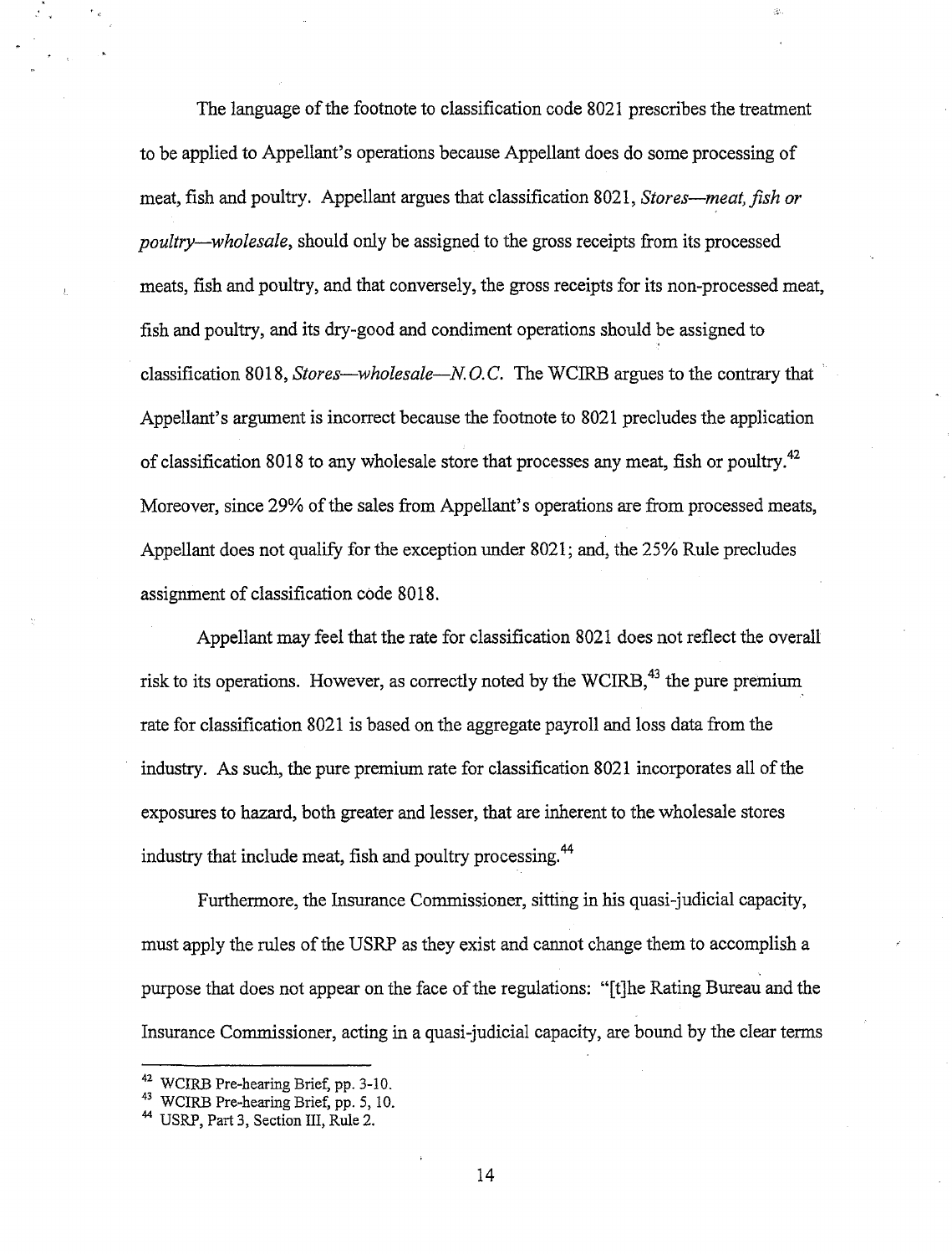The language of the footnote to classification code 8021 prescribes the treatment to be applied to Appellant's operations because Appellant does do some processing of meat, fish and poultry. Appellant argues that classification 8021, *Stores—meat, fish or poultry—wholesale*, should only be assigned to the gross receipts from its processed meats, fish and poultry, and that conversely, the gross receipts for its non-processed meat, fish and poultry, and its dry-good and condiment operations should be assigned to classification 8018, *Stores—wholesale—N.O.C.* The WCIRB argues to the contrary that Appellant's argument is incorrect because the footnote to 8021 precludes the application of classification 8018 to any wholesale store that processes any meat, fish or poultry.[42] Moreover, since 29% of the sales from Appellant's operations are from processed meats, Appellant does not qualify for the exception under 8021; and, the 25% Rule precludes assignment of classification code 8018.

Appellant may feel that the rate for classification 8021 does not reflect the overall risk to its operations. However, as correctly noted by the WCIRB,[43] the pure premium rate for classification 8021 is based on the aggregate payroll and loss data from the industry. As such, the pure premium rate for classification 8021 incorporates all of the exposures to hazard, both greater and lesser, that are inherent to the wholesale stores industry that include meat, fish and poultry processing.[44]

Furthermore, the Insurance Commissioner, sitting in his quasi-judicial capacity, must apply the rules of the USRP as they exist and cannot change them to accomplish a purpose that does not appear on the face of the regulations: "[t]he Rating Bureau and the Insurance Commissioner, acting in a quasi-judicial capacity, are bound by the clear terms

---

[42] WCIRB Pre-hearing Brief, pp. 3-10.

[43] WCIRB Pre-hearing Brief, pp. 5, 10.

[44] USRP, Part 3, Section III, Rule 2.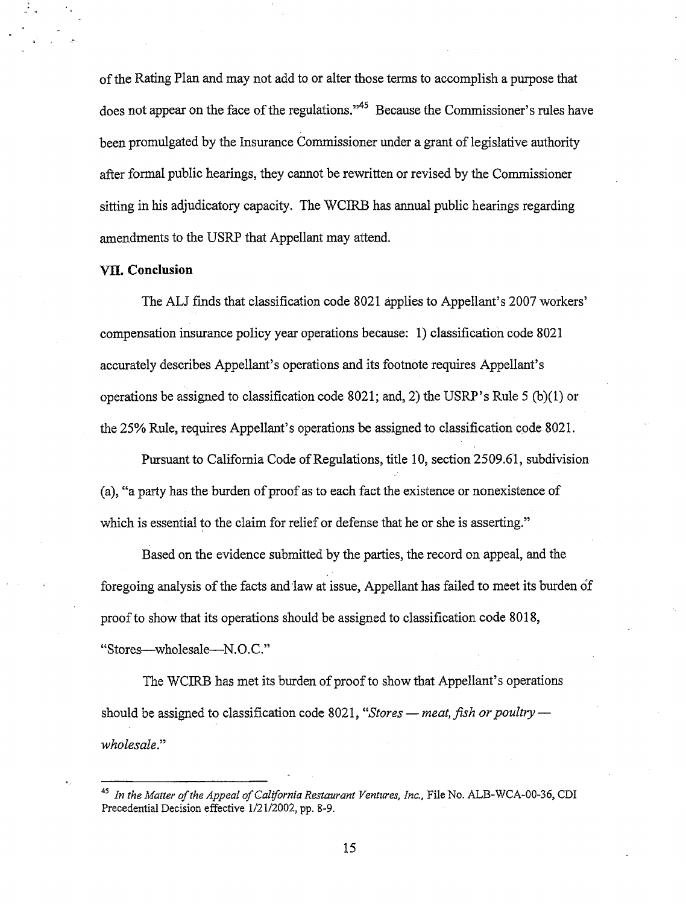of the Rating Plan and may not add to or alter those terms to accomplish a purpose that does not appear on the face of the regulations."[45] Because the Commissioner's rules have been promulgated by the Insurance Commissioner under a grant of legislative authority after formal public hearings, they cannot be rewritten or revised by the Commissioner sitting in his adjudicatory capacity. The WCIRB has annual public hearings regarding amendments to the USRP that Appellant may attend.

**VII. Conclusion**

The ALJ finds that classification code 8021 applies to Appellant's 2007 workers' compensation insurance policy year operations because: 1) classification code 8021 accurately describes Appellant's operations and its footnote requires Appellant's operations be assigned to classification code 8021; and, 2) the USRP's Rule 5 (b)(1) or the 25% Rule, requires Appellant's operations be assigned to classification code 8021.

Pursuant to California Code of Regulations, title 10, section 2509.61, subdivision (a), "a party has the burden of proof as to each fact the existence or nonexistence of which is essential to the claim for relief or defense that he or she is asserting."

Based on the evidence submitted by the parties, the record on appeal, and the foregoing analysis of the facts and law at issue, Appellant has failed to meet its burden of proof to show that its operations should be assigned to classification code 8018, "Stores—wholesale—N.O.C."

The WCIRB has met its burden of proof to show that Appellant's operations should be assigned to classification code 8021, "*Stores — meat, fish or poultry — wholesale*."

---

[45] *In the Matter of the Appeal of California Restaurant Ventures, Inc.*, File No. ALB-WCA-00-36, CDI Precedential Decision effective 1/21/2002, pp. 8-9.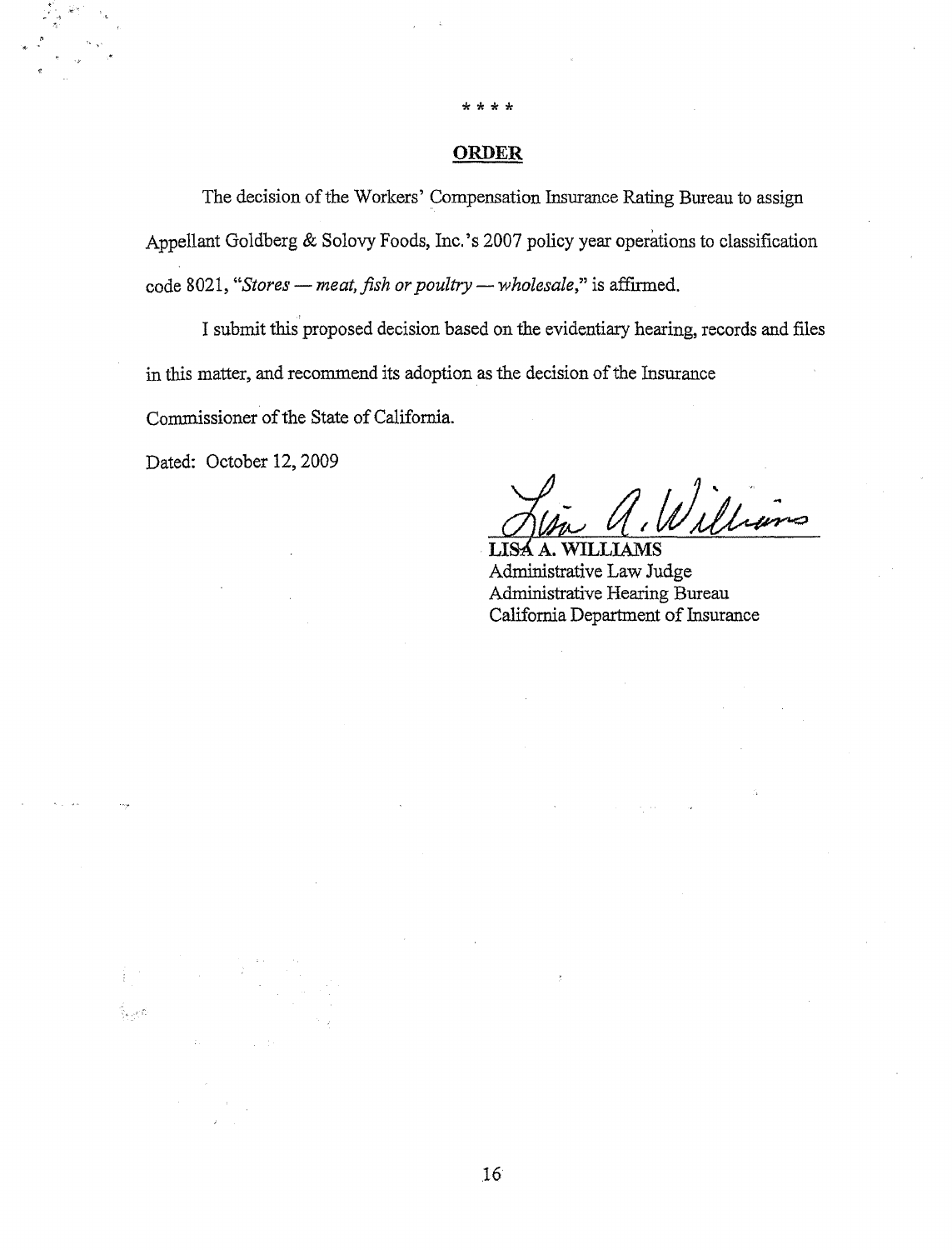\* \* \* \*

## ORDER

The decision of the Workers' Compensation Insurance Rating Bureau to assign Appellant Goldberg & Solovy Foods, Inc.'s 2007 policy year operations to classification code 8021, "*Stores — meat, fish or poultry — wholesale,*" is affirmed.

I submit this proposed decision based on the evidentiary hearing, records and files in this matter, and recommend its adoption as the decision of the Insurance Commissioner of the State of California.

Dated: October 12, 2009

Lisa A. Williams

**LISA A. WILLIAMS**
Administrative Law Judge
Administrative Hearing Bureau
California Department of Insurance